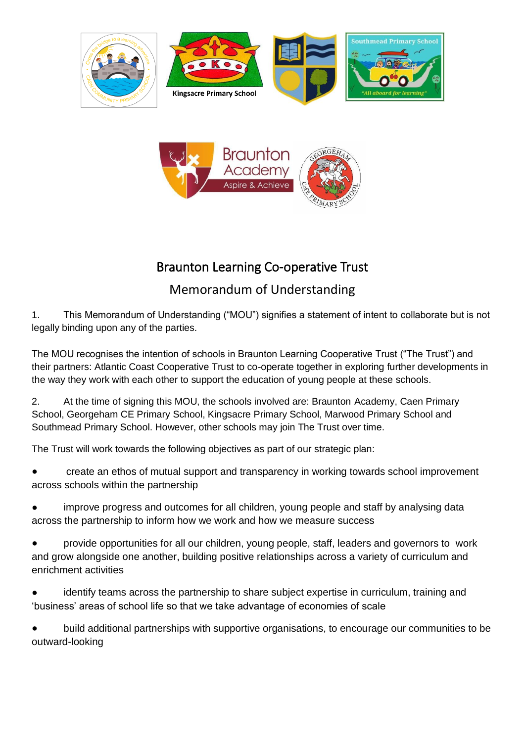# Braunton Learning Co-operative Trust

## Memorandum of Understanding

1. This Memorandum of Understanding ("MOU") signifies a statement of intent to collaborate but is not legally binding upon any of the parties.

The MOU recognises the intention of schools in Braunton Learning Cooperative Trust ("The Trust") and their partners: Atlantic Coast Cooperative Trust to co-operate together in exploring further developments in the way they work with each other to support the education of young people at these schools.

2. At the time of signing this MOU, the schools involved are: Braunton Academy, Caen Primary School, Georgeham CE Primary School, Kingsacre Primary School, Marwood Primary School and Southmead Primary School. However, other schools may join The Trust over time.

The Trust will work towards the following objectives as part of our strategic plan:

- create an ethos of mutual support and transparency in working towards school improvement across schools within the partnership
- improve progress and outcomes for all children, young people and staff by analysing data across the partnership to inform how we work and how we measure success
- provide opportunities for all our children, young people, staff, leaders and governors to work and grow alongside one another, building positive relationships across a variety of curriculum and enrichment activities
- identify teams across the partnership to share subject expertise in curriculum, training and 'business' areas of school life so that we take advantage of economies of scale
- build additional partnerships with supportive organisations, to encourage our communities to be outward-looking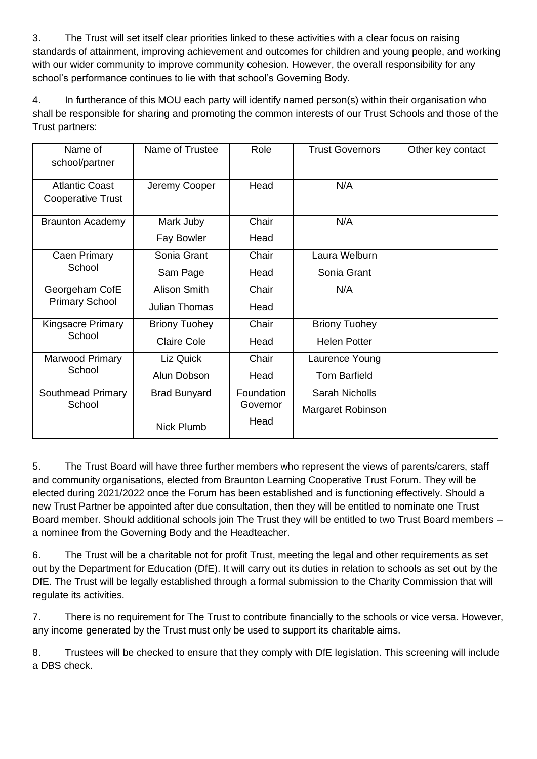3. The Trust will set itself clear priorities linked to these activities with a clear focus on raising standards of attainment, improving achievement and outcomes for children and young people, and working with our wider community to improve community cohesion. However, the overall responsibility for any school's performance continues to lie with that school's Governing Body.

4. In furtherance of this MOU each party will identify named person(s) within their organisation who shall be responsible for sharing and promoting the common interests of our Trust Schools and those of the Trust partners:

| Name of school/partner | Name of Trustee | Role | Trust Governors | Other key contact |
|---|---|---|---|---|
| Atlantic Coast Cooperative Trust | Jeremy Cooper | Head | N/A | |
| Braunton Academy | Mark Juby<br>Fay Bowler | Chair<br>Head | N/A | |
| Caen Primary School | Sonia Grant<br>Sam Page | Chair<br>Head | Laura Welburn<br>Sonia Grant | |
| Georgeham CofE Primary School | Alison Smith<br>Julian Thomas | Chair<br>Head | N/A | |
| Kingsacre Primary School | Briony Tuohey<br>Claire Cole | Chair<br>Head | Briony Tuohey<br>Helen Potter | |
| Marwood Primary School | Liz Quick<br>Alun Dobson | Chair<br>Head | Laurence Young<br>Tom Barfield | |
| Southmead Primary School | Brad Bunyard<br>Nick Plumb | Foundation Governor<br>Head | Sarah Nicholls<br>Margaret Robinson | |

5. The Trust Board will have three further members who represent the views of parents/carers, staff and community organisations, elected from Braunton Learning Cooperative Trust Forum. They will be elected during 2021/2022 once the Forum has been established and is functioning effectively. Should a new Trust Partner be appointed after due consultation, then they will be entitled to nominate one Trust Board member. Should additional schools join The Trust they will be entitled to two Trust Board members – a nominee from the Governing Body and the Headteacher.

6. The Trust will be a charitable not for profit Trust, meeting the legal and other requirements as set out by the Department for Education (DfE). It will carry out its duties in relation to schools as set out by the DfE. The Trust will be legally established through a formal submission to the Charity Commission that will regulate its activities.

7. There is no requirement for The Trust to contribute financially to the schools or vice versa. However, any income generated by the Trust must only be used to support its charitable aims.

8. Trustees will be checked to ensure that they comply with DfE legislation. This screening will include a DBS check.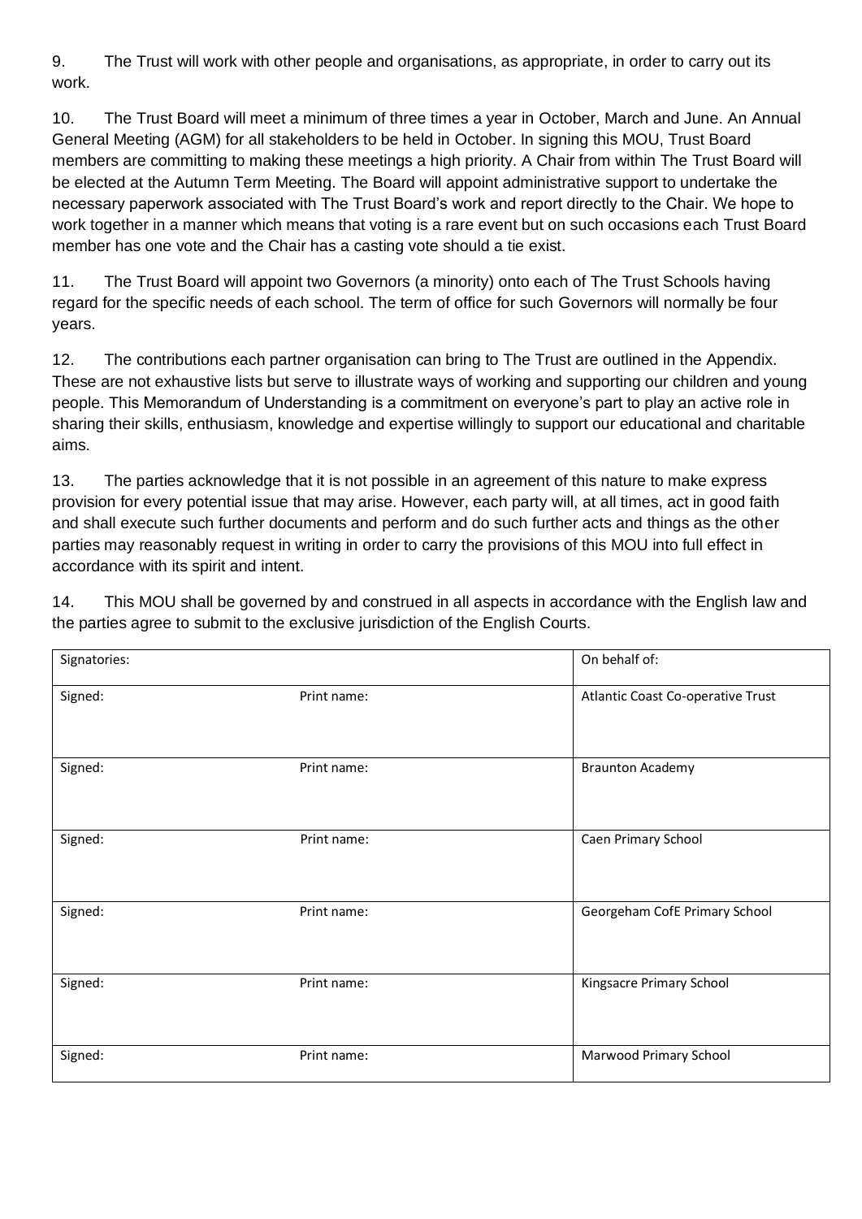9. The Trust will work with other people and organisations, as appropriate, in order to carry out its work.

10. The Trust Board will meet a minimum of three times a year in October, March and June. An Annual General Meeting (AGM) for all stakeholders to be held in October. In signing this MOU, Trust Board members are committing to making these meetings a high priority. A Chair from within The Trust Board will be elected at the Autumn Term Meeting. The Board will appoint administrative support to undertake the necessary paperwork associated with The Trust Board's work and report directly to the Chair. We hope to work together in a manner which means that voting is a rare event but on such occasions each Trust Board member has one vote and the Chair has a casting vote should a tie exist.

11. The Trust Board will appoint two Governors (a minority) onto each of The Trust Schools having regard for the specific needs of each school. The term of office for such Governors will normally be four years.

12. The contributions each partner organisation can bring to The Trust are outlined in the Appendix. These are not exhaustive lists but serve to illustrate ways of working and supporting our children and young people. This Memorandum of Understanding is a commitment on everyone's part to play an active role in sharing their skills, enthusiasm, knowledge and expertise willingly to support our educational and charitable aims.

13. The parties acknowledge that it is not possible in an agreement of this nature to make express provision for every potential issue that may arise. However, each party will, at all times, act in good faith and shall execute such further documents and perform and do such further acts and things as the other parties may reasonably request in writing in order to carry the provisions of this MOU into full effect in accordance with its spirit and intent.

14. This MOU shall be governed by and construed in all aspects in accordance with the English law and the parties agree to submit to the exclusive jurisdiction of the English Courts.

| Signatories: | | On behalf of: |
|---|---|---|
| Signed: | Print name: | Atlantic Coast Co-operative Trust |
| Signed: | Print name: | Braunton Academy |
| Signed: | Print name: | Caen Primary School |
| Signed: | Print name: | Georgeham CofE Primary School |
| Signed: | Print name: | Kingsacre Primary School |
| Signed: | Print name: | Marwood Primary School |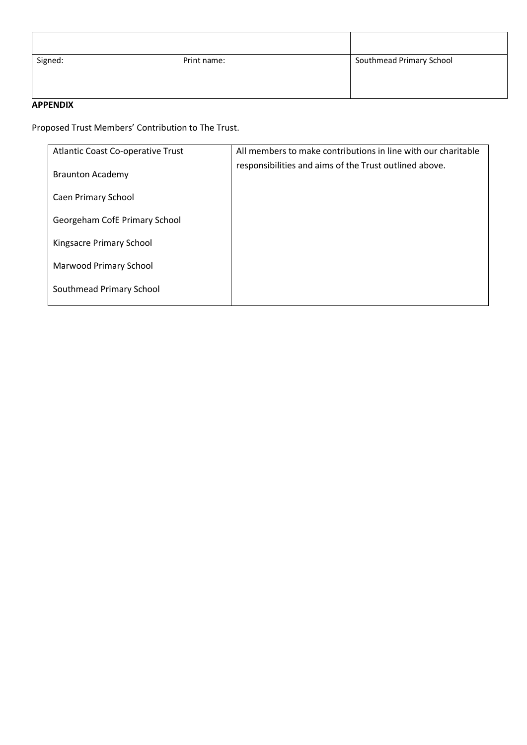| | |
|---|---|
| | |
| Signed: Print name: | Southmead Primary School |

**APPENDIX**

Proposed Trust Members' Contribution to The Trust.

| | |
|---|---|
| Atlantic Coast Co-operative Trust<br><br>Braunton Academy<br><br>Caen Primary School<br><br>Georgeham CofE Primary School<br><br>Kingsacre Primary School<br><br>Marwood Primary School<br><br>Southmead Primary School | All members to make contributions in line with our charitable responsibilities and aims of the Trust outlined above. |